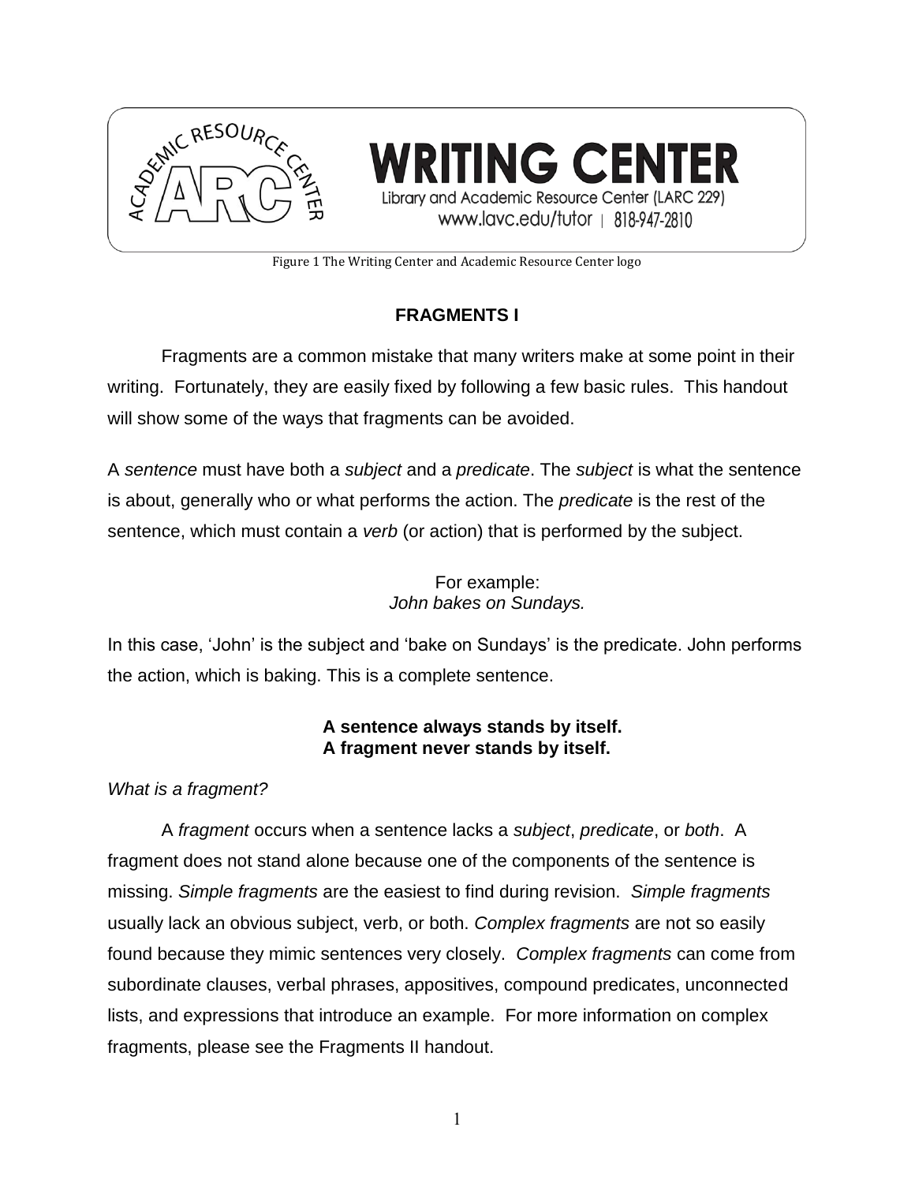WRITING CENTER

Library and Academic Resource Center (LARC 229)

www.lavc.edu/tutor | 818-947-2810

Figure 1 The Writing Center and Academic Resource Center logo

## FRAGMENTS I

Fragments are a common mistake that many writers make at some point in their writing. Fortunately, they are easily fixed by following a few basic rules. This handout will show some of the ways that fragments can be avoided.

A *sentence* must have both a *subject* and a *predicate*. The *subject* is what the sentence is about, generally who or what performs the action. The *predicate* is the rest of the sentence, which must contain a *verb* (or action) that is performed by the subject.

For example:
*John bakes on Sundays.*

In this case, 'John' is the subject and 'bake on Sundays' is the predicate. John performs the action, which is baking. This is a complete sentence.

**A sentence always stands by itself.**
**A fragment never stands by itself.**

*What is a fragment?*

A *fragment* occurs when a sentence lacks a *subject*, *predicate*, or *both*. A fragment does not stand alone because one of the components of the sentence is missing. *Simple fragments* are the easiest to find during revision. *Simple fragments* usually lack an obvious subject, verb, or both. *Complex fragments* are not so easily found because they mimic sentences very closely. *Complex fragments* can come from subordinate clauses, verbal phrases, appositives, compound predicates, unconnected lists, and expressions that introduce an example. For more information on complex fragments, please see the Fragments II handout.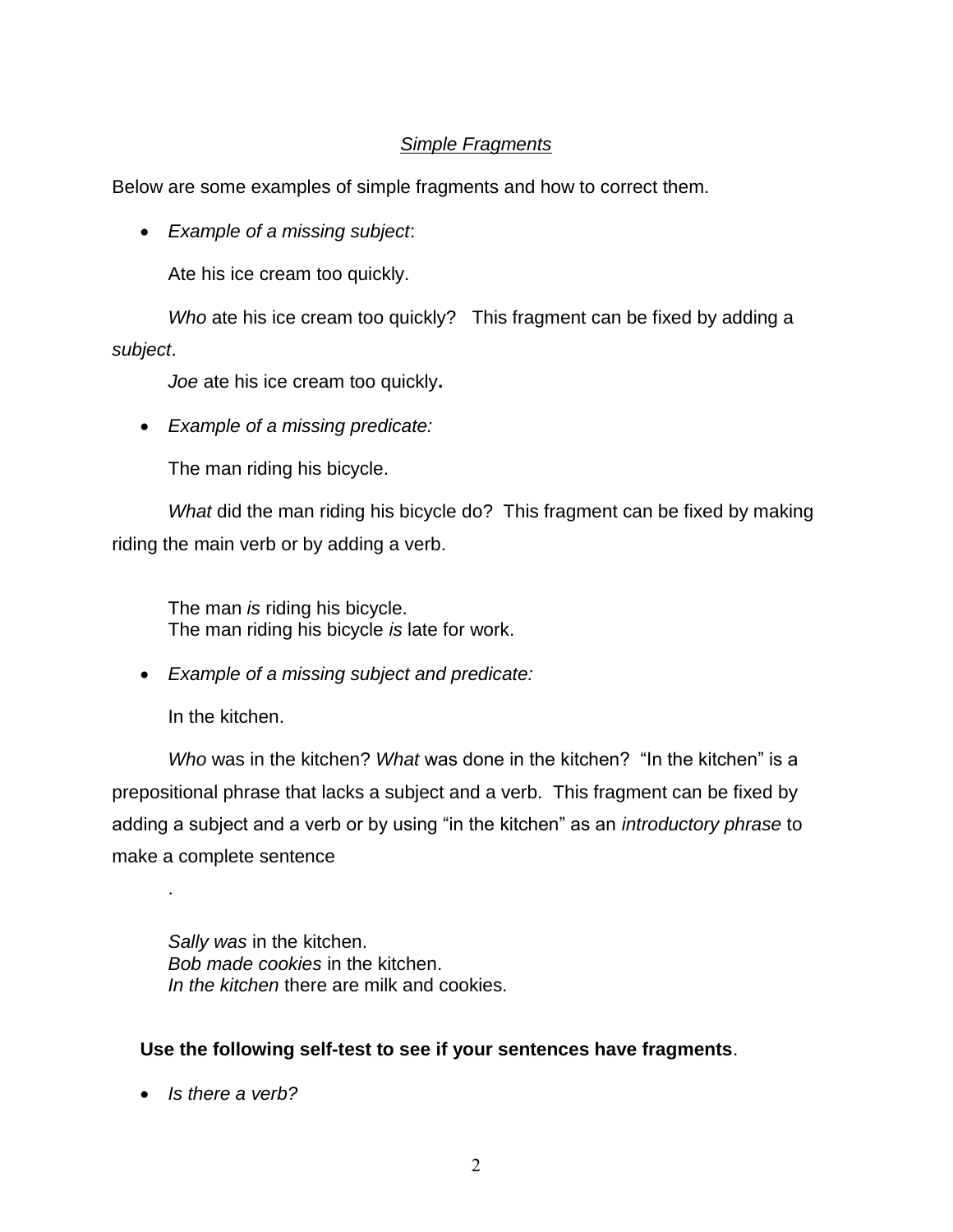## *Simple Fragments*

Below are some examples of simple fragments and how to correct them.

- *Example of a missing subject*:

  Ate his ice cream too quickly.

  *Who* ate his ice cream too quickly? This fragment can be fixed by adding a *subject*.

  *Joe* ate his ice cream too quickly**.**

- *Example of a missing predicate:*

  The man riding his bicycle.

  *What* did the man riding his bicycle do? This fragment can be fixed by making riding the main verb or by adding a verb.

  The man *is* riding his bicycle.
  The man riding his bicycle *is* late for work.

- *Example of a missing subject and predicate:*

  In the kitchen.

  *Who* was in the kitchen? *What* was done in the kitchen? "In the kitchen" is a prepositional phrase that lacks a subject and a verb. This fragment can be fixed by adding a subject and a verb or by using "in the kitchen" as an *introductory phrase* to make a complete sentence

  .

  *Sally was* in the kitchen.
  *Bob made cookies* in the kitchen.
  *In the kitchen* there are milk and cookies.

**Use the following self-test to see if your sentences have fragments**.

- *Is there a verb?*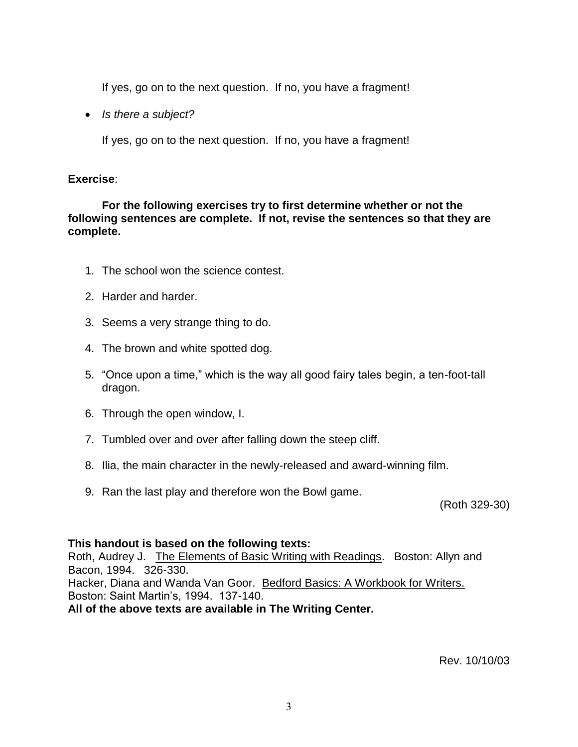If yes, go on to the next question. If no, you have a fragment!

- *Is there a subject?*

If yes, go on to the next question. If no, you have a fragment!

**Exercise**:

**For the following exercises try to first determine whether or not the following sentences are complete. If not, revise the sentences so that they are complete.**

1. The school won the science contest.
2. Harder and harder.
3. Seems a very strange thing to do.
4. The brown and white spotted dog.
5. "Once upon a time," which is the way all good fairy tales begin, a ten-foot-tall dragon.
6. Through the open window, I.
7. Tumbled over and over after falling down the steep cliff.
8. Ilia, the main character in the newly-released and award-winning film.
9. Ran the last play and therefore won the Bowl game.

(Roth 329-30)

**This handout is based on the following texts:**
Roth, Audrey J. The Elements of Basic Writing with Readings. Boston: Allyn and Bacon, 1994. 326-330.
Hacker, Diana and Wanda Van Goor. Bedford Basics: A Workbook for Writers. Boston: Saint Martin's, 1994. 137-140.
**All of the above texts are available in The Writing Center.**

Rev. 10/10/03